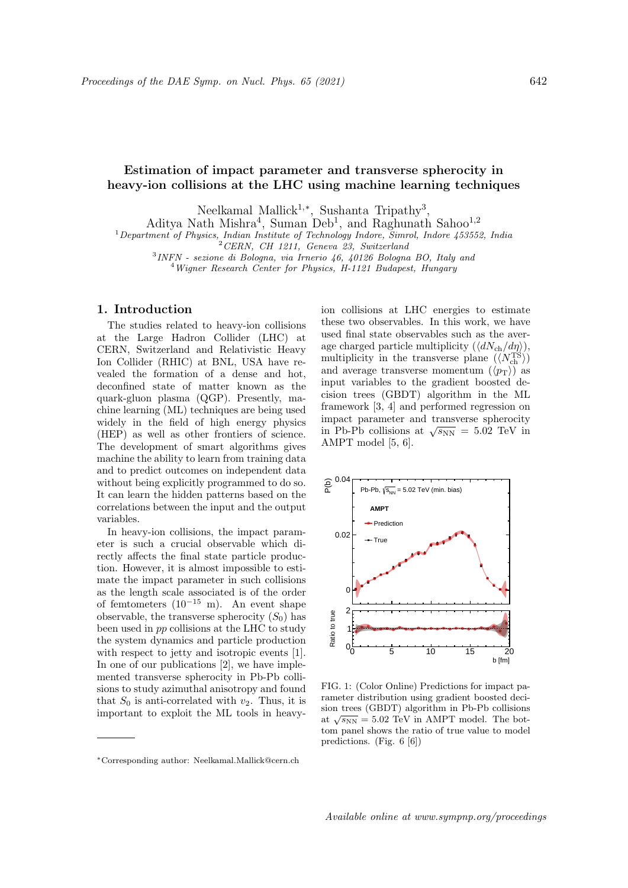# Estimation of impact parameter and transverse spherocity in heavy-ion collisions at the LHC using machine learning techniques

Neelkamal Mallick[1,*], Sushanta Tripathy[3], Aditya Nath Mishra[4], Suman Deb[1], and Raghunath Sahoo[1,2]

[1] *Department of Physics, Indian Institute of Technology Indore, Simrol, Indore 453552, India*
[2] *CERN, CH 1211, Geneva 23, Switzerland*
[3] *INFN - sezione di Bologna, via Irnerio 46, 40126 Bologna BO, Italy and*
[4] *Wigner Research Center for Physics, H-1121 Budapest, Hungary*

## 1. Introduction

The studies related to heavy-ion collisions at the Large Hadron Collider (LHC) at CERN, Switzerland and Relativistic Heavy Ion Collider (RHIC) at BNL, USA have revealed the formation of a dense and hot, deconfined state of matter known as the quark-gluon plasma (QGP). Presently, machine learning (ML) techniques are being used widely in the field of high energy physics (HEP) as well as other frontiers of science. The development of smart algorithms gives machine the ability to learn from training data and to predict outcomes on independent data without being explicitly programmed to do so. It can learn the hidden patterns based on the correlations between the input and the output variables.

In heavy-ion collisions, the impact parameter is such a crucial observable which directly affects the final state particle production. However, it is almost impossible to estimate the impact parameter in such collisions as the length scale associated is of the order of femtometers ($10^{-15}$ m). An event shape observable, the transverse spherocity ($S_0$) has been used in *pp* collisions at the LHC to study the system dynamics and particle production with respect to jetty and isotropic events [1]. In one of our publications [2], we have implemented transverse spherocity in Pb-Pb collisions to study azimuthal anisotropy and found that $S_0$ is anti-correlated with $v_2$. Thus, it is important to exploit the ML tools in heavy-ion collisions at LHC energies to estimate these two observables. In this work, we have used final state observables such as the average charged particle multiplicity ($\langle dN_{\rm ch}/d\eta \rangle$), multiplicity in the transverse plane ($\langle N_{\rm ch}^{\rm TS} \rangle$) and average transverse momentum ($\langle p_{\rm T} \rangle$) as input variables to the gradient boosted decision trees (GBDT) algorithm in the ML framework [3, 4] and performed regression on impact parameter and transverse spherocity in Pb-Pb collisions at $\sqrt{s_{\rm NN}}$ = 5.02 TeV in AMPT model [5, 6].

FIG. 1: (Color Online) Predictions for impact parameter distribution using gradient boosted decision trees (GBDT) algorithm in Pb-Pb collisions at $\sqrt{s_{\rm NN}}$ = 5.02 TeV in AMPT model. The bottom panel shows the ratio of true value to model predictions. (Fig. 6 [6])

---

*Corresponding author: Neelkamal.Mallick@cern.ch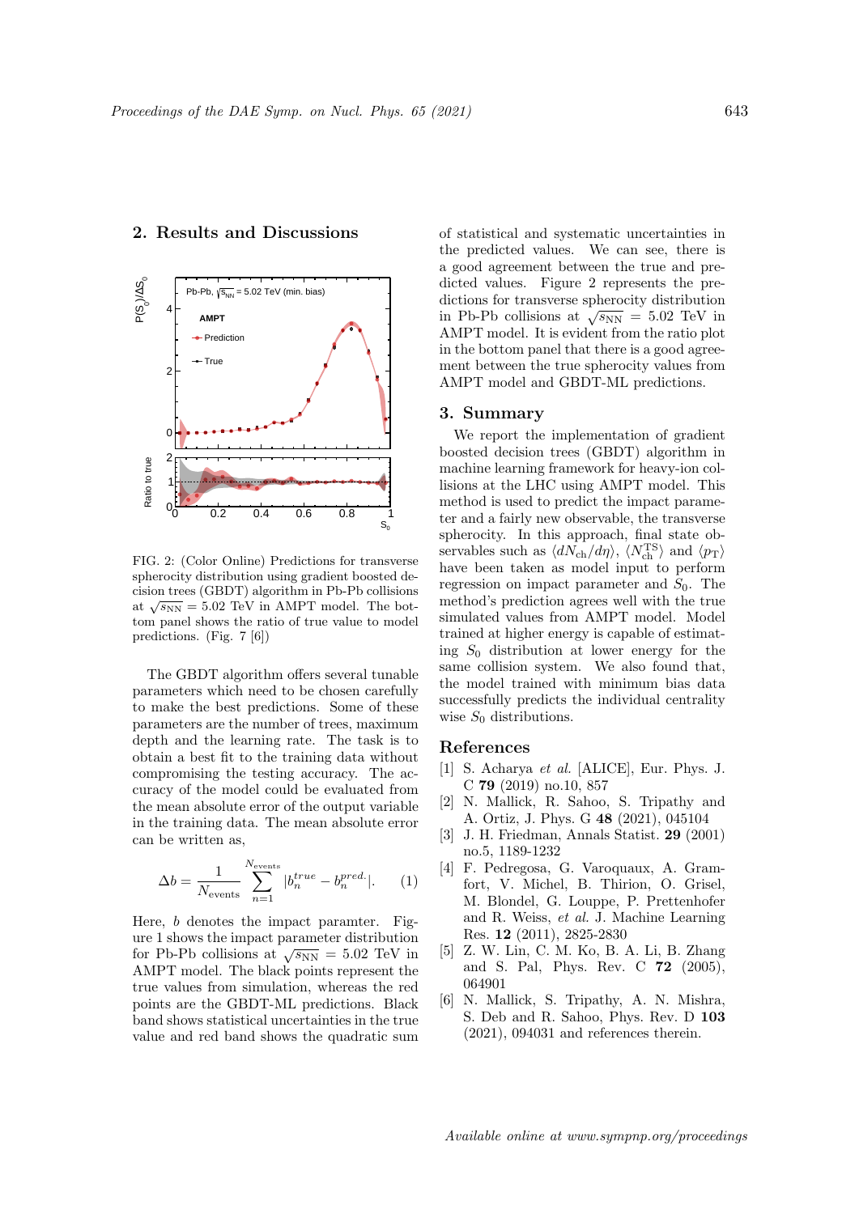## 2. Results and Discussions

Pb-Pb, $\sqrt{s_{NN}}$ = 5.02 TeV (min. bias)

AMPT

Prediction

True

$P(S_0)/\Delta S_0$

Ratio to true

$S_0$

FIG. 2: (Color Online) Predictions for transverse spherocity distribution using gradient boosted decision trees (GBDT) algorithm in Pb-Pb collisions at $\sqrt{s_{\rm NN}} = 5.02$ TeV in AMPT model. The bottom panel shows the ratio of true value to model predictions. (Fig. 7 [6])

The GBDT algorithm offers several tunable parameters which need to be chosen carefully to make the best predictions. Some of these parameters are the number of trees, maximum depth and the learning rate. The task is to obtain a best fit to the training data without compromising the testing accuracy. The accuracy of the model could be evaluated from the mean absolute error of the output variable in the training data. The mean absolute error can be written as,

$$\Delta b = \frac{1}{N_{\rm events}} \sum_{n=1}^{N_{\rm events}} |b_n^{true} - b_n^{pred.}|. \qquad (1)$$

Here, $b$ denotes the impact paramter. Figure 1 shows the impact parameter distribution for Pb-Pb collisions at $\sqrt{s_{\rm NN}} = 5.02$ TeV in AMPT model. The black points represent the true values from simulation, whereas the red points are the GBDT-ML predictions. Black band shows statistical uncertainties in the true value and red band shows the quadratic sum of statistical and systematic uncertainties in the predicted values. We can see, there is a good agreement between the true and predicted values. Figure 2 represents the predictions for transverse spherocity distribution in Pb-Pb collisions at $\sqrt{s_{\rm NN}} = 5.02$ TeV in AMPT model. It is evident from the ratio plot in the bottom panel that there is a good agreement between the true spherocity values from AMPT model and GBDT-ML predictions.

## 3. Summary

We report the implementation of gradient boosted decision trees (GBDT) algorithm in machine learning framework for heavy-ion collisions at the LHC using AMPT model. This method is used to predict the impact parameter and a fairly new observable, the transverse spherocity. In this approach, final state observables such as $\langle dN_{\rm ch}/d\eta\rangle$, $\langle N_{\rm ch}^{\rm TS}\rangle$ and $\langle p_{\rm T}\rangle$ have been taken as model input to perform regression on impact parameter and $S_0$. The method's prediction agrees well with the true simulated values from AMPT model. Model trained at higher energy is capable of estimating $S_0$ distribution at lower energy for the same collision system. We also found that, the model trained with minimum bias data successfully predicts the individual centrality wise $S_0$ distributions.

## References

[1] S. Acharya *et al.* [ALICE], Eur. Phys. J. C **79** (2019) no.10, 857

[2] N. Mallick, R. Sahoo, S. Tripathy and A. Ortiz, J. Phys. G **48** (2021), 045104

[3] J. H. Friedman, Annals Statist. **29** (2001) no.5, 1189-1232

[4] F. Pedregosa, G. Varoquaux, A. Gramfort, V. Michel, B. Thirion, O. Grisel, M. Blondel, G. Louppe, P. Prettenhofer and R. Weiss, *et al.* J. Machine Learning Res. **12** (2011), 2825-2830

[5] Z. W. Lin, C. M. Ko, B. A. Li, B. Zhang and S. Pal, Phys. Rev. C **72** (2005), 064901

[6] N. Mallick, S. Tripathy, A. N. Mishra, S. Deb and R. Sahoo, Phys. Rev. D **103** (2021), 094031 and references therein.